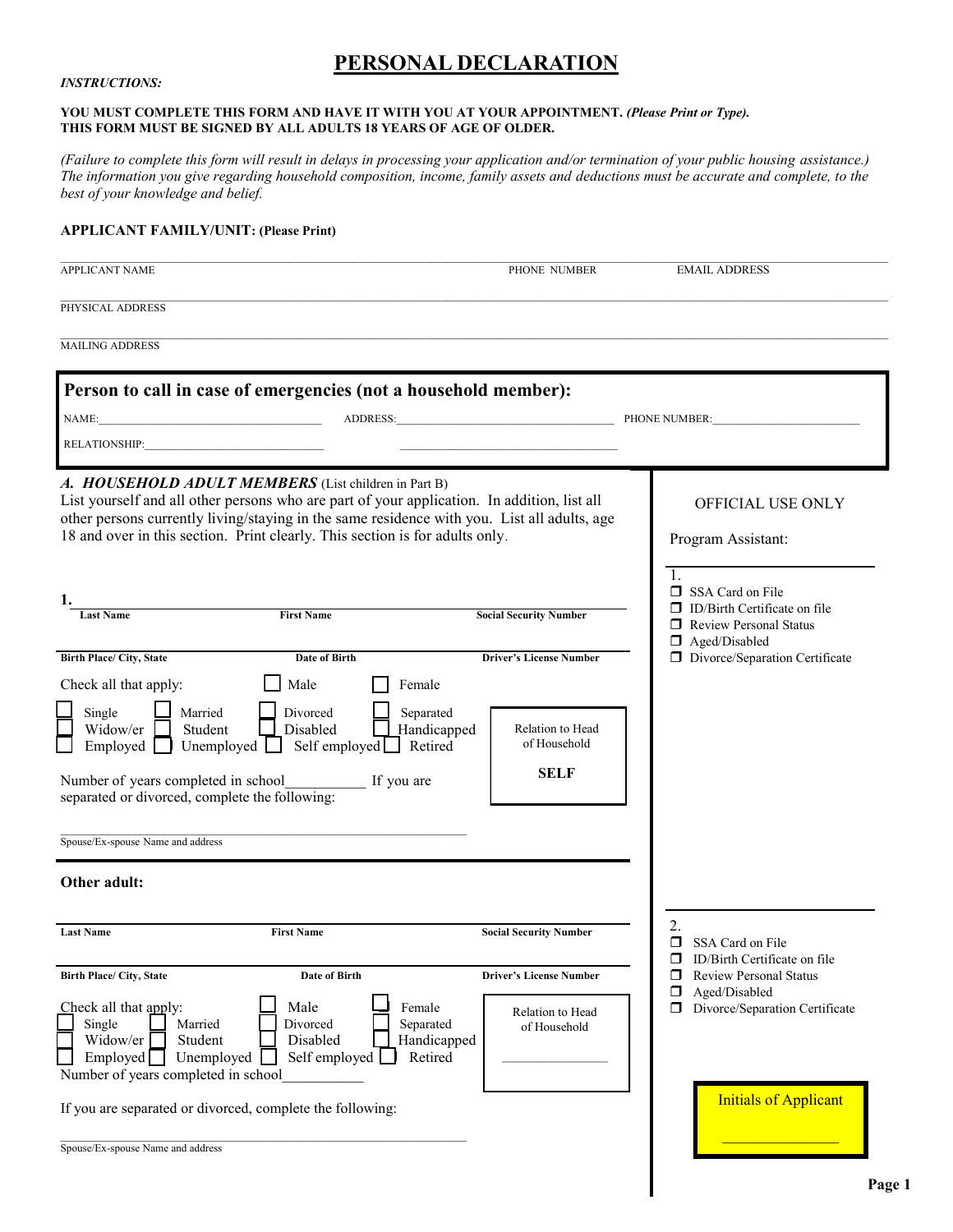# PERSONAL DECLARATION

***INSTRUCTIONS:***

**YOU MUST COMPLETE THIS FORM AND HAVE IT WITH YOU AT YOUR APPOINTMENT.** ***(Please Print or Type).***
**THIS FORM MUST BE SIGNED BY ALL ADULTS 18 YEARS OF AGE OF OLDER.**

*(Failure to complete this form will result in delays in processing your application and/or termination of your public housing assistance.) The information you give regarding household composition, income, family assets and deductions must be accurate and complete, to the best of your knowledge and belief.*

**APPLICANT FAMILY/UNIT: (Please Print)**

APPLICANT NAME ______________________ PHONE NUMBER ______________ EMAIL ADDRESS ______________

PHYSICAL ADDRESS ______________________________________________

MAILING ADDRESS ______________________________________________

## Person to call in case of emergencies (not a household member):

NAME:______________________ ADDRESS:______________________ PHONE NUMBER:______________

RELATIONSHIP:______________________ ______________________

### *A. HOUSEHOLD ADULT MEMBERS* (List children in Part B)

List yourself and all other persons who are part of your application. In addition, list all other persons currently living/staying in the same residence with you. List all adults, age 18 and over in this section. Print clearly. This section is for adults only.

**1.**

**Last Name** ______________ **First Name** ______________ **Social Security Number** ______________

**Birth Place/ City, State** ______________ **Date of Birth** ______________ **Driver's License Number** ______________

Check all that apply: ☐ Male ☐ Female

☐ Single ☐ Married ☐ Divorced ☐ Separated
☐ Widow/er ☐ Student ☐ Disabled ☐ Handicapped
☐ Employed ☐ Unemployed ☐ Self employed ☐ Retired

Relation to Head of Household: **SELF**

Number of years completed in school__________ If you are separated or divorced, complete the following:

______________________________________________
Spouse/Ex-spouse Name and address

**Other adult:**

**Last Name** ______________ **First Name** ______________ **Social Security Number** ______________

**Birth Place/ City, State** ______________ **Date of Birth** ______________ **Driver's License Number** ______________

Check all that apply: ☐ Male ☐ Female

☐ Single ☐ Married ☐ Divorced ☐ Separated
☐ Widow/er ☐ Student ☐ Disabled ☐ Handicapped
☐ Employed ☐ Unemployed ☐ Self employed ☐ Retired

Relation to Head of Household: ______________

Number of years completed in school__________

If you are separated or divorced, complete the following:

______________________________________________
Spouse/Ex-spouse Name and address

---

OFFICIAL USE ONLY

Program Assistant:

1.
- ☐ SSA Card on File
- ☐ ID/Birth Certificate on file
- ☐ Review Personal Status
- ☐ Aged/Disabled
- ☐ Divorce/Separation Certificate

2.
- ☐ SSA Card on File
- ☐ ID/Birth Certificate on file
- ☐ Review Personal Status
- ☐ Aged/Disabled
- ☐ Divorce/Separation Certificate

Initials of Applicant ______________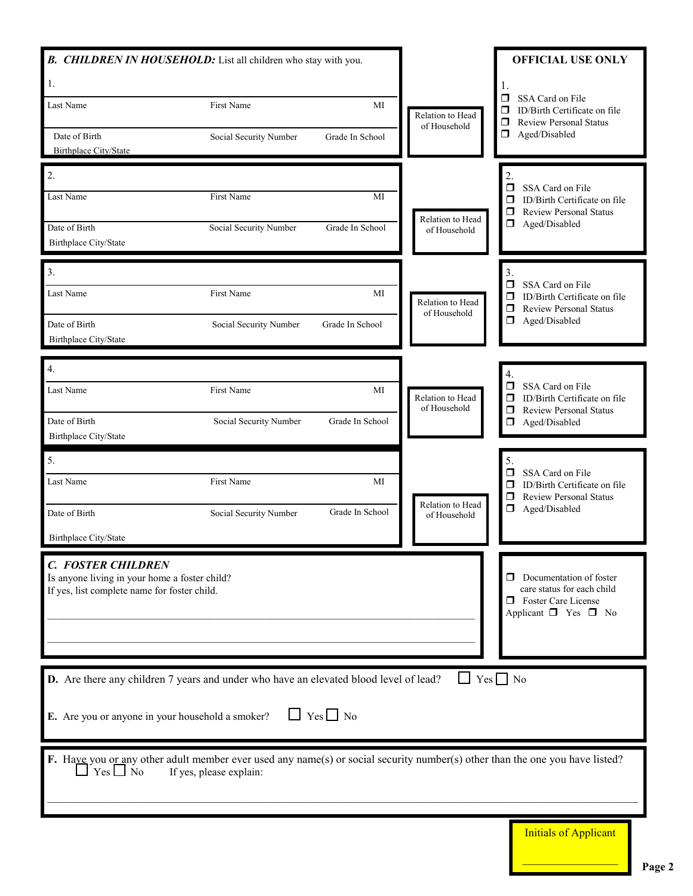## B. CHILDREN IN HOUSEHOLD: List all children who stay with you.

1.

Last Name | First Name | MI

Date of Birth | Social Security Number | Grade In School

Birthplace City/State

Relation to Head of Household

**OFFICIAL USE ONLY**

1.
- ☐ SSA Card on File
- ☐ ID/Birth Certificate on file
- ☐ Review Personal Status
- ☐ Aged/Disabled

2.

Last Name | First Name | MI

Date of Birth | Social Security Number | Grade In School

Birthplace City/State

Relation to Head of Household

2.
- ☐ SSA Card on File
- ☐ ID/Birth Certificate on file
- ☐ Review Personal Status
- ☐ Aged/Disabled

3.

Last Name | First Name | MI

Date of Birth | Social Security Number | Grade In School

Birthplace City/State

Relation to Head of Household

3.
- ☐ SSA Card on File
- ☐ ID/Birth Certificate on file
- ☐ Review Personal Status
- ☐ Aged/Disabled

4.

Last Name | First Name | MI

Date of Birth | Social Security Number | Grade In School

Birthplace City/State

Relation to Head of Household

4.
- ☐ SSA Card on File
- ☐ ID/Birth Certificate on file
- ☐ Review Personal Status
- ☐ Aged/Disabled

5.

Last Name | First Name | MI

Date of Birth | Social Security Number | Grade In School

Birthplace City/State

Relation to Head of Household

5.
- ☐ SSA Card on File
- ☐ ID/Birth Certificate on file
- ☐ Review Personal Status
- ☐ Aged/Disabled

## C. FOSTER CHILDREN

Is anyone living in your home a foster child?
If yes, list complete name for foster child.

______________________________________________

______________________________________________

- ☐ Documentation of foster care status for each child
- ☐ Foster Care License

Applicant ☐ Yes ☐ No

**D.** Are there any children 7 years and under who have an elevated blood level of lead? ☐ Yes ☐ No

**E.** Are you or anyone in your household a smoker? ☐ Yes ☐ No

**F.** Have you or any other adult member ever used any name(s) or social security number(s) other than the one you have listed? ☐ Yes ☐ No If yes, please explain:

______________________________________________

Initials of Applicant

____________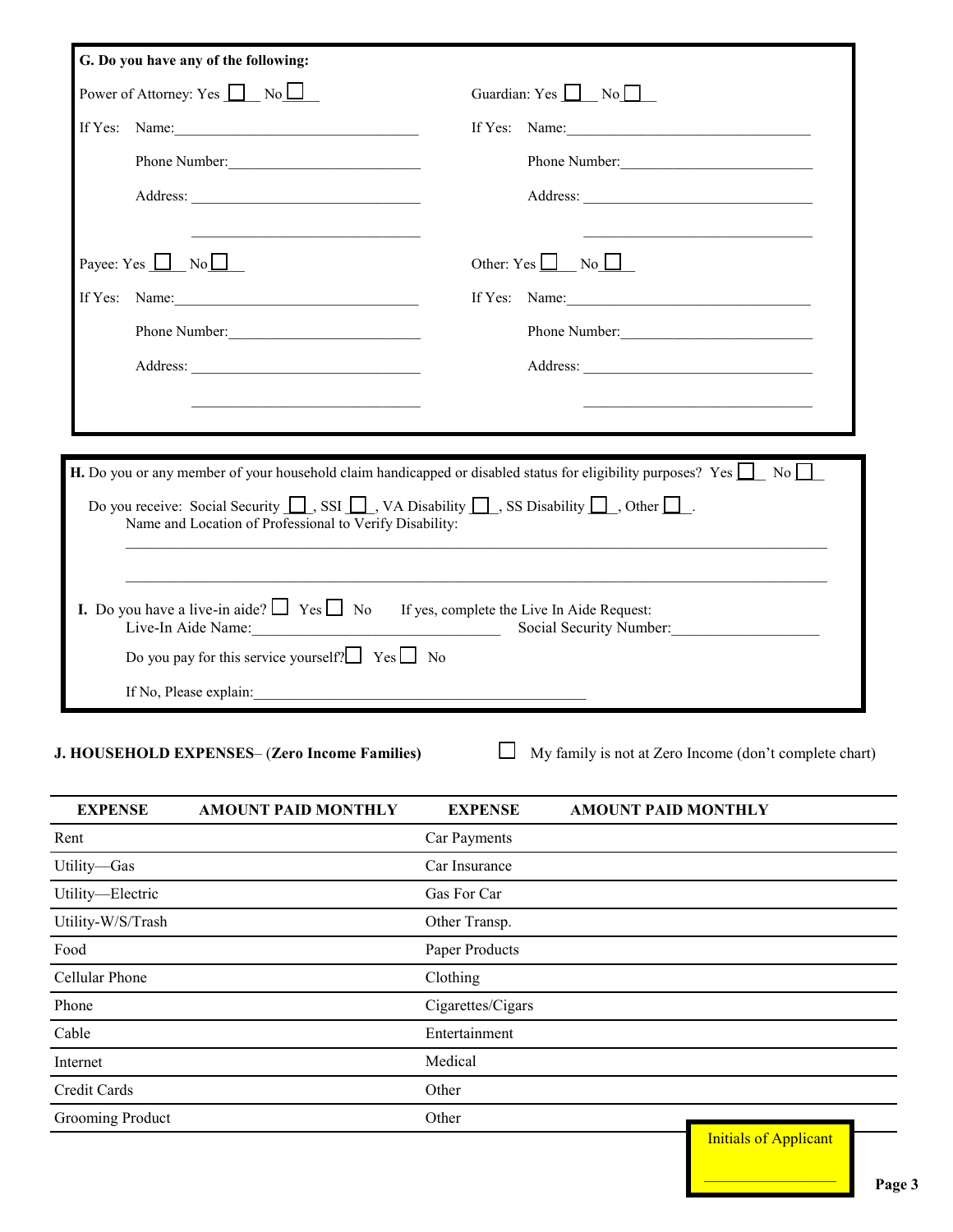**G. Do you have any of the following:**

Power of Attorney: Yes ☐ No ☐

If Yes: Name: ________________________________

Phone Number: ________________________

Address: ________________________________

________________________________

Guardian: Yes ☐ No ☐

If Yes: Name: ________________________________

Phone Number: ________________________

Address: ________________________________

________________________________

Payee: Yes ☐ No ☐

If Yes: Name: ________________________________

Phone Number: ________________________

Address: ________________________________

________________________________

Other: Yes ☐ No ☐

If Yes: Name: ________________________________

Phone Number: ________________________

Address: ________________________________

________________________________

**H.** Do you or any member of your household claim handicapped or disabled status for eligibility purposes? Yes ☐ No ☐

Do you receive: Social Security ☐, SSI ☐, VA Disability ☐, SS Disability ☐, Other ☐.

Name and Location of Professional to Verify Disability:

________________________________________________________________________________

________________________________________________________________________________

**I.** Do you have a live-in aide? ☐ Yes ☐ No If yes, complete the Live In Aide Request:

Live-In Aide Name: ________________________________ Social Security Number: ___________________

Do you pay for this service yourself? ☐ Yes ☐ No

If No, Please explain: ____________________________________________

**J. HOUSEHOLD EXPENSES**– (**Zero Income Families**) ☐ My family is not at Zero Income (don't complete chart)

| EXPENSE | AMOUNT PAID MONTHLY | EXPENSE | AMOUNT PAID MONTHLY |
|---|---|---|---|
| Rent | | Car Payments | |
| Utility—Gas | | Car Insurance | |
| Utility—Electric | | Gas For Car | |
| Utility-W/S/Trash | | Other Transp. | |
| Food | | Paper Products | |
| Cellular Phone | | Clothing | |
| Phone | | Cigarettes/Cigars | |
| Cable | | Entertainment | |
| Internet | | Medical | |
| Credit Cards | | Other | |
| Grooming Product | | Other | |

Initials of Applicant

__________________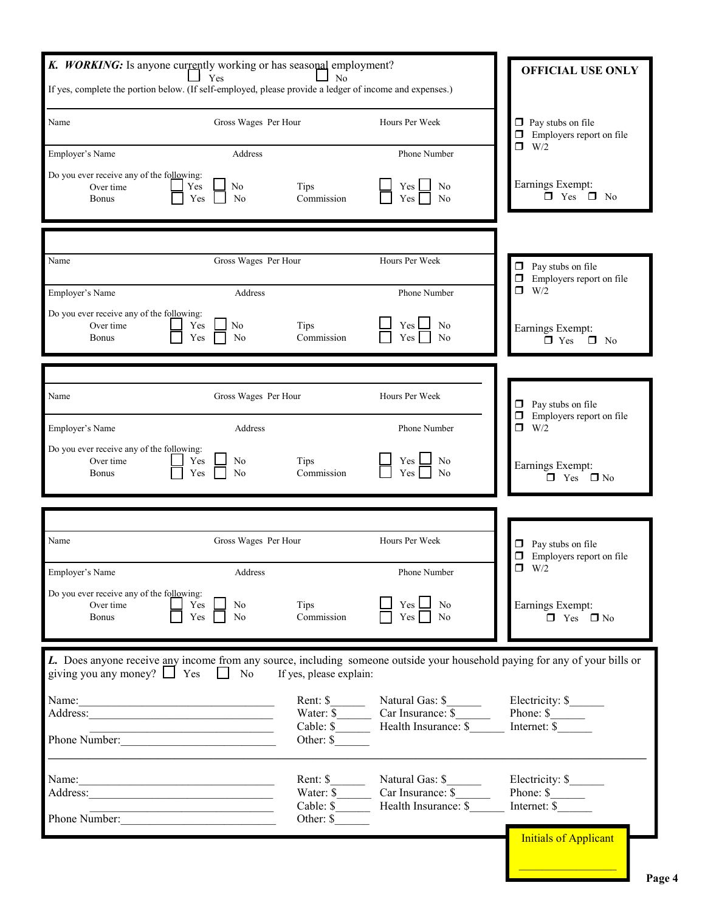**K. WORKING:** Is anyone currently working or has seasonal employment?

☐ Yes ☐ No

If yes, complete the portion below. (If self-employed, please provide a ledger of income and expenses.)

| Name | Gross Wages Per Hour | Hours Per Week |
|---|---|---|
| Employer's Name | Address | Phone Number |

Do you ever receive any of the following:

| | | | | | |
|---|---|---|---|---|---|
| Over time | ☐ Yes | ☐ No | Tips | ☐ Yes | ☐ No |
| Bonus | ☐ Yes | ☐ No | Commission | ☐ Yes | ☐ No |

**OFFICIAL USE ONLY**

- ☐ Pay stubs on file
- ☐ Employers report on file
- ☐ W/2

Earnings Exempt: ☐ Yes ☐ No

---

| Name | Gross Wages Per Hour | Hours Per Week |
|---|---|---|
| Employer's Name | Address | Phone Number |

Do you ever receive any of the following:

| | | | | | |
|---|---|---|---|---|---|
| Over time | ☐ Yes | ☐ No | Tips | ☐ Yes | ☐ No |
| Bonus | ☐ Yes | ☐ No | Commission | ☐ Yes | ☐ No |

- ☐ Pay stubs on file
- ☐ Employers report on file
- ☐ W/2

Earnings Exempt: ☐ Yes ☐ No

---

| Name | Gross Wages Per Hour | Hours Per Week |
|---|---|---|
| Employer's Name | Address | Phone Number |

Do you ever receive any of the following:

| | | | | | |
|---|---|---|---|---|---|
| Over time | ☐ Yes | ☐ No | Tips | ☐ Yes | ☐ No |
| Bonus | ☐ Yes | ☐ No | Commission | ☐ Yes | ☐ No |

- ☐ Pay stubs on file
- ☐ Employers report on file
- ☐ W/2

Earnings Exempt: ☐ Yes ☐ No

---

| Name | Gross Wages Per Hour | Hours Per Week |
|---|---|---|
| Employer's Name | Address | Phone Number |

Do you ever receive any of the following:

| | | | | | |
|---|---|---|---|---|---|
| Over time | ☐ Yes | ☐ No | Tips | ☐ Yes | ☐ No |
| Bonus | ☐ Yes | ☐ No | Commission | ☐ Yes | ☐ No |

- ☐ Pay stubs on file
- ☐ Employers report on file
- ☐ W/2

Earnings Exempt: ☐ Yes ☐ No

---

**L.** Does anyone receive any income from any source, including someone outside your household paying for any of your bills or giving you any money? ☐ Yes ☐ No If yes, please explain:

Name:______________________________ Rent: $______ Natural Gas: $______ Electricity: $______

Address:____________________________ Water: $______ Car Insurance: $______ Phone: $______

____________________________ Cable: $______ Health Insurance: $______ Internet: $______

Phone Number:_______________________ Other: $______

---

Name:______________________________ Rent: $______ Natural Gas: $______ Electricity: $______

Address:____________________________ Water: $______ Car Insurance: $______ Phone: $______

____________________________ Cable: $______ Health Insurance: $______ Internet: $______

Phone Number:_______________________ Other: $______

Initials of Applicant

_______________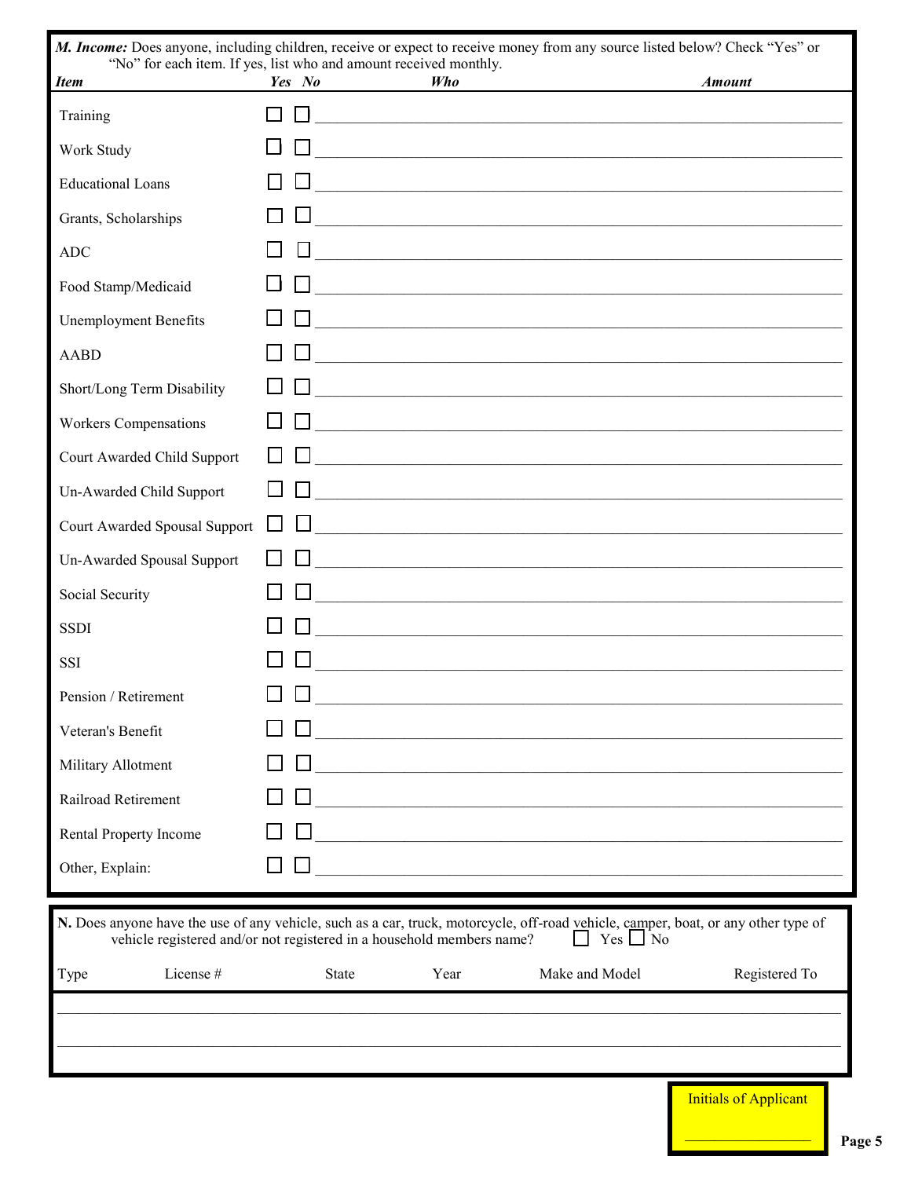**M. Income:** Does anyone, including children, receive or expect to receive money from any source listed below? Check "Yes" or "No" for each item. If yes, list who and amount received monthly.

| *Item* | *Yes* | *No* | *Who* | *Amount* |
|---|---|---|---|---|
| Training | ☐ | ☐ | | |
| Work Study | ☐ | ☐ | | |
| Educational Loans | ☐ | ☐ | | |
| Grants, Scholarships | ☐ | ☐ | | |
| ADC | ☐ | ☐ | | |
| Food Stamp/Medicaid | ☐ | ☐ | | |
| Unemployment Benefits | ☐ | ☐ | | |
| AABD | ☐ | ☐ | | |
| Short/Long Term Disability | ☐ | ☐ | | |
| Workers Compensations | ☐ | ☐ | | |
| Court Awarded Child Support | ☐ | ☐ | | |
| Un-Awarded Child Support | ☐ | ☐ | | |
| Court Awarded Spousal Support | ☐ | ☐ | | |
| Un-Awarded Spousal Support | ☐ | ☐ | | |
| Social Security | ☐ | ☐ | | |
| SSDI | ☐ | ☐ | | |
| SSI | ☐ | ☐ | | |
| Pension / Retirement | ☐ | ☐ | | |
| Veteran's Benefit | ☐ | ☐ | | |
| Military Allotment | ☐ | ☐ | | |
| Railroad Retirement | ☐ | ☐ | | |
| Rental Property Income | ☐ | ☐ | | |
| Other, Explain: | ☐ | ☐ | | |

**N.** Does anyone have the use of any vehicle, such as a car, truck, motorcycle, off-road vehicle, camper, boat, or any other type of vehicle registered and/or not registered in a household members name? ☐ Yes ☐ No

| Type | License # | State | Year | Make and Model | Registered To |
|---|---|---|---|---|---|
| | | | | | |
| | | | | | |

Initials of Applicant

\_\_\_\_\_\_\_\_\_\_\_\_\_\_\_\_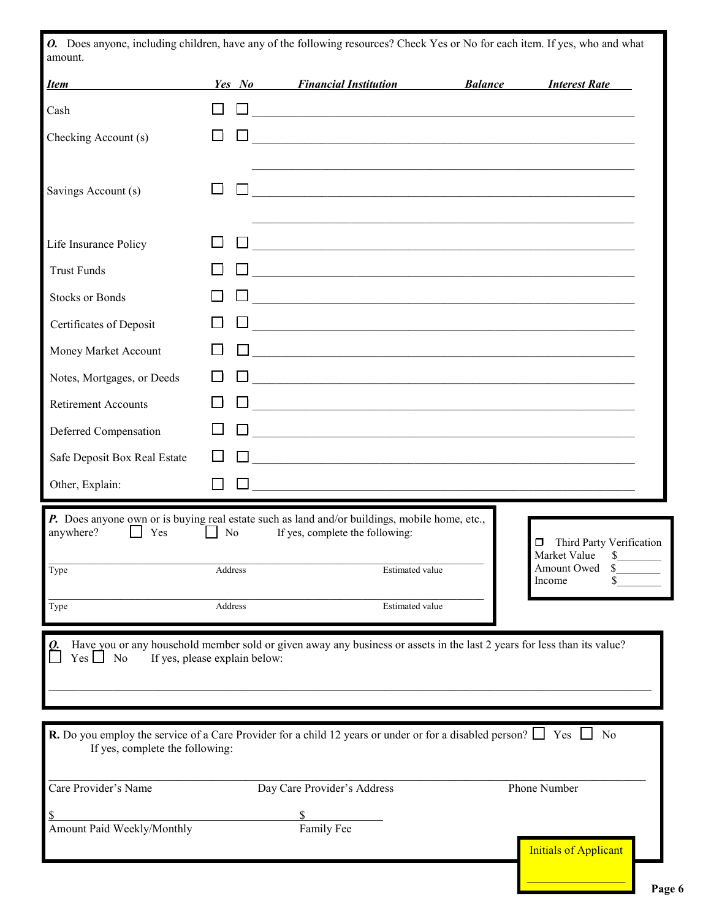***O.*** Does anyone, including children, have any of the following resources? Check Yes or No for each item. If yes, who and what amount.

| ***Item*** | ***Yes*** | ***No*** | ***Financial Institution*** | ***Balance*** | ***Interest Rate*** |
|---|---|---|---|---|---|
| Cash | ☐ | ☐ | | | |
| Checking Account (s) | ☐ | ☐ | | | |
| | | | | | |
| Savings Account (s) | ☐ | ☐ | | | |
| | | | | | |
| Life Insurance Policy | ☐ | ☐ | | | |
| Trust Funds | ☐ | ☐ | | | |
| Stocks or Bonds | ☐ | ☐ | | | |
| Certificates of Deposit | ☐ | ☐ | | | |
| Money Market Account | ☐ | ☐ | | | |
| Notes, Mortgages, or Deeds | ☐ | ☐ | | | |
| Retirement Accounts | ☐ | ☐ | | | |
| Deferred Compensation | ☐ | ☐ | | | |
| Safe Deposit Box Real Estate | ☐ | ☐ | | | |
| Other, Explain: | ☐ | ☐ | | | |

***P.*** Does anyone own or is buying real estate such as land and/or buildings, mobile home, etc., anywhere? ☐ Yes ☐ No If yes, complete the following:

| Type | Address | Estimated value |
|---|---|---|
| | | |
| | | |

☐ Third Party Verification
Market Value $________
Amount Owed $________
Income $________

***Q.*** Have you or any household member sold or given away any business or assets in the last 2 years for less than its value? ☐ Yes ☐ No If yes, please explain below:

_______________________________________________

**R.** Do you employ the service of a Care Provider for a child 12 years or under or for a disabled person? ☐ Yes ☐ No
If yes, complete the following:

| Care Provider's Name | Day Care Provider's Address | Phone Number |
|---|---|---|
| | | |

$________________ Amount Paid Weekly/Monthly

$________________ Family Fee

Initials of Applicant

________________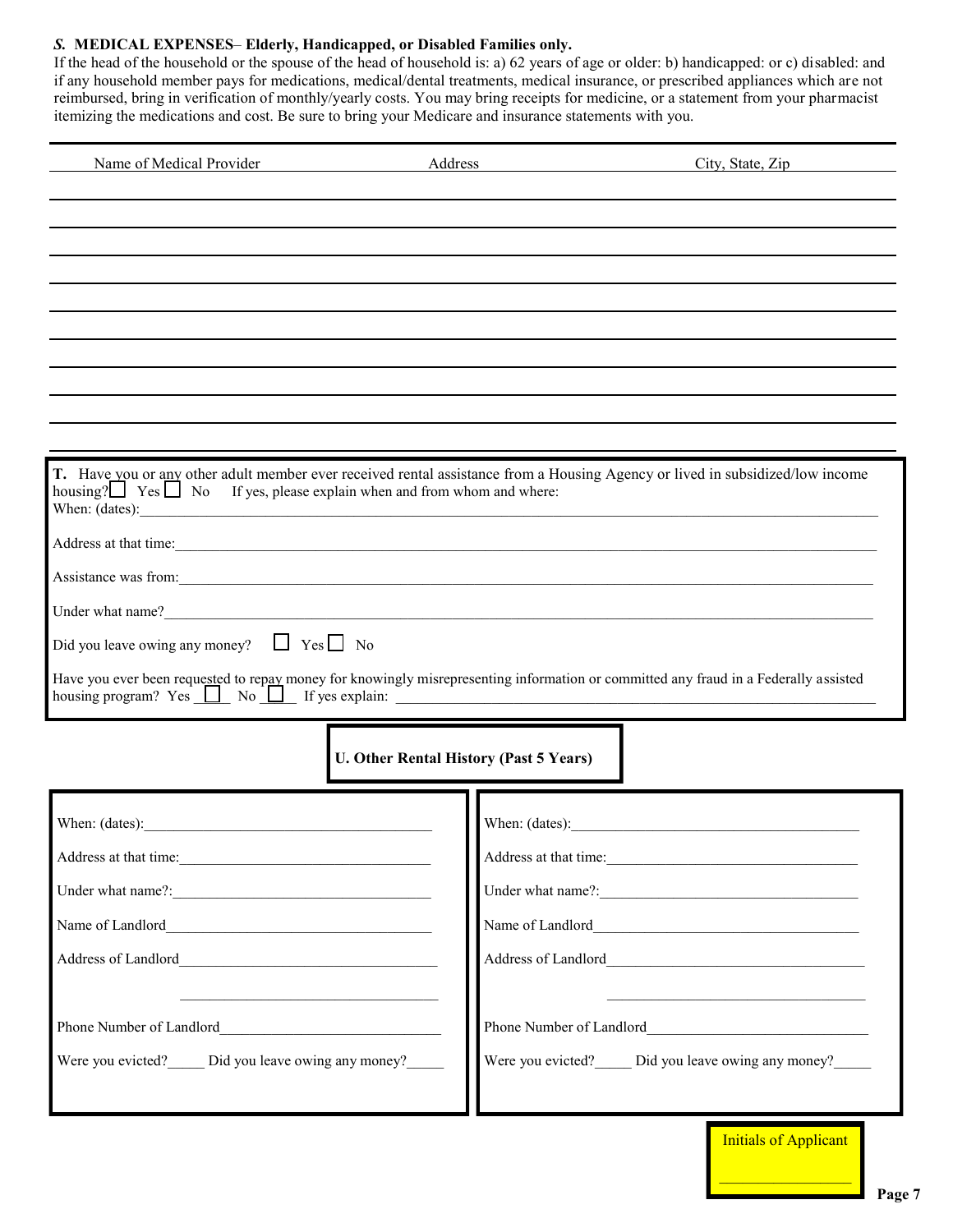### *S.* MEDICAL EXPENSES– Elderly, Handicapped, or Disabled Families only.

If the head of the household or the spouse of the head of household is: a) 62 years of age or older: b) handicapped: or c) disabled: and if any household member pays for medications, medical/dental treatments, medical insurance, or prescribed appliances which are not reimbursed, bring in verification of monthly/yearly costs. You may bring receipts for medicine, or a statement from your pharmacist itemizing the medications and cost. Be sure to bring your Medicare and insurance statements with you.

| Name of Medical Provider | Address | City, State, Zip |
|---|---|---|
| | | |
| | | |
| | | |
| | | |
| | | |
| | | |
| | | |
| | | |
| | | |

**T.** Have you or any other adult member ever received rental assistance from a Housing Agency or lived in subsidized/low income housing? ☐ Yes ☐ No If yes, please explain when and from whom and where:

When: (dates):\_\_\_\_\_\_\_\_\_\_\_\_\_\_\_\_\_\_\_\_\_\_\_\_\_\_\_\_\_\_\_\_\_\_\_\_\_\_\_\_

Address at that time:\_\_\_\_\_\_\_\_\_\_\_\_\_\_\_\_\_\_\_\_\_\_\_\_\_\_\_\_\_\_\_\_\_\_\_\_\_\_\_\_

Assistance was from:\_\_\_\_\_\_\_\_\_\_\_\_\_\_\_\_\_\_\_\_\_\_\_\_\_\_\_\_\_\_\_\_\_\_\_\_\_\_\_\_

Under what name?\_\_\_\_\_\_\_\_\_\_\_\_\_\_\_\_\_\_\_\_\_\_\_\_\_\_\_\_\_\_\_\_\_\_\_\_\_\_\_\_

Did you leave owing any money? ☐ Yes ☐ No

Have you ever been requested to repay money for knowingly misrepresenting information or committed any fraud in a Federally assisted housing program? Yes ☐ No ☐ If yes explain: \_\_\_\_\_\_\_\_\_\_\_\_\_\_\_\_\_\_\_\_\_\_\_\_\_\_\_\_\_\_\_\_

**U. Other Rental History (Past 5 Years)**

When: (dates):\_\_\_\_\_\_\_\_\_\_\_\_\_\_\_\_\_\_\_\_\_\_\_\_\_\_\_\_

Address at that time:\_\_\_\_\_\_\_\_\_\_\_\_\_\_\_\_\_\_\_\_\_\_\_\_\_\_\_\_

Under what name?:\_\_\_\_\_\_\_\_\_\_\_\_\_\_\_\_\_\_\_\_\_\_\_\_\_\_\_\_

Name of Landlord\_\_\_\_\_\_\_\_\_\_\_\_\_\_\_\_\_\_\_\_\_\_\_\_\_\_\_\_

Address of Landlord\_\_\_\_\_\_\_\_\_\_\_\_\_\_\_\_\_\_\_\_\_\_\_\_\_\_\_\_

\_\_\_\_\_\_\_\_\_\_\_\_\_\_\_\_\_\_\_\_\_\_\_\_\_\_\_\_

Phone Number of Landlord\_\_\_\_\_\_\_\_\_\_\_\_\_\_\_\_\_\_\_\_\_\_\_\_\_\_\_\_

Were you evicted?\_\_\_\_\_ Did you leave owing any money?\_\_\_\_\_

When: (dates):\_\_\_\_\_\_\_\_\_\_\_\_\_\_\_\_\_\_\_\_\_\_\_\_\_\_\_\_

Address at that time:\_\_\_\_\_\_\_\_\_\_\_\_\_\_\_\_\_\_\_\_\_\_\_\_\_\_\_\_

Under what name?:\_\_\_\_\_\_\_\_\_\_\_\_\_\_\_\_\_\_\_\_\_\_\_\_\_\_\_\_

Name of Landlord\_\_\_\_\_\_\_\_\_\_\_\_\_\_\_\_\_\_\_\_\_\_\_\_\_\_\_\_

Address of Landlord\_\_\_\_\_\_\_\_\_\_\_\_\_\_\_\_\_\_\_\_\_\_\_\_\_\_\_\_

\_\_\_\_\_\_\_\_\_\_\_\_\_\_\_\_\_\_\_\_\_\_\_\_\_\_\_\_

Phone Number of Landlord\_\_\_\_\_\_\_\_\_\_\_\_\_\_\_\_\_\_\_\_\_\_\_\_\_\_\_\_

Were you evicted?\_\_\_\_\_ Did you leave owing any money?\_\_\_\_\_

Initials of Applicant

\_\_\_\_\_\_\_\_\_\_\_\_\_\_\_\_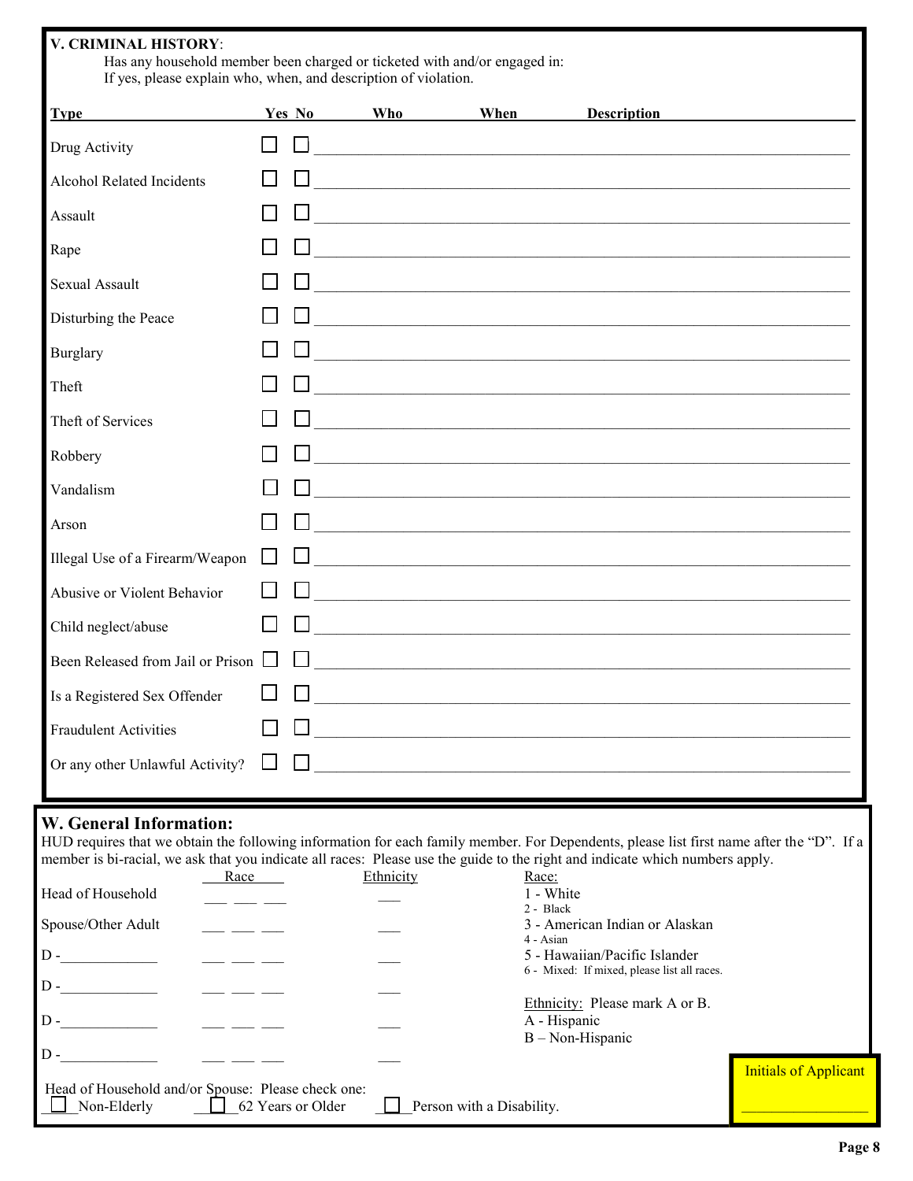## V. CRIMINAL HISTORY:

Has any household member been charged or ticketed with and/or engaged in:
If yes, please explain who, when, and description of violation.

| Type | Yes | No | Who | When | Description |
|---|---|---|---|---|---|
| Drug Activity | ☐ | ☐ | | | |
| Alcohol Related Incidents | ☐ | ☐ | | | |
| Assault | ☐ | ☐ | | | |
| Rape | ☐ | ☐ | | | |
| Sexual Assault | ☐ | ☐ | | | |
| Disturbing the Peace | ☐ | ☐ | | | |
| Burglary | ☐ | ☐ | | | |
| Theft | ☐ | ☐ | | | |
| Theft of Services | ☐ | ☐ | | | |
| Robbery | ☐ | ☐ | | | |
| Vandalism | ☐ | ☐ | | | |
| Arson | ☐ | ☐ | | | |
| Illegal Use of a Firearm/Weapon | ☐ | ☐ | | | |
| Abusive or Violent Behavior | ☐ | ☐ | | | |
| Child neglect/abuse | ☐ | ☐ | | | |
| Been Released from Jail or Prison | ☐ | ☐ | | | |
| Is a Registered Sex Offender | ☐ | ☐ | | | |
| Fraudulent Activities | ☐ | ☐ | | | |
| Or any other Unlawful Activity? | ☐ | ☐ | | | |

## W. General Information:

HUD requires that we obtain the following information for each family member. For Dependents, please list first name after the "D". If a member is bi-racial, we ask that you indicate all races: Please use the guide to the right and indicate which numbers apply.

| | Race | Ethnicity |
|---|---|---|
| Head of Household | ___ ___ ___ | ___ |
| Spouse/Other Adult | ___ ___ ___ | ___ |
| D - ____________ | ___ ___ ___ | ___ |
| D - ____________ | ___ ___ ___ | ___ |
| D - ____________ | ___ ___ ___ | ___ |
| D - ____________ | ___ ___ ___ | ___ |

Race:
1 - White
2 - Black
3 - American Indian or Alaskan
4 - Asian
5 - Hawaiian/Pacific Islander
6 - Mixed: If mixed, please list all races.

Ethnicity: Please mark A or B.
A - Hispanic
B – Non-Hispanic

Head of Household and/or Spouse: Please check one:
☐ Non-Elderly ☐ 62 Years or Older ☐ Person with a Disability.

Initials of Applicant ____________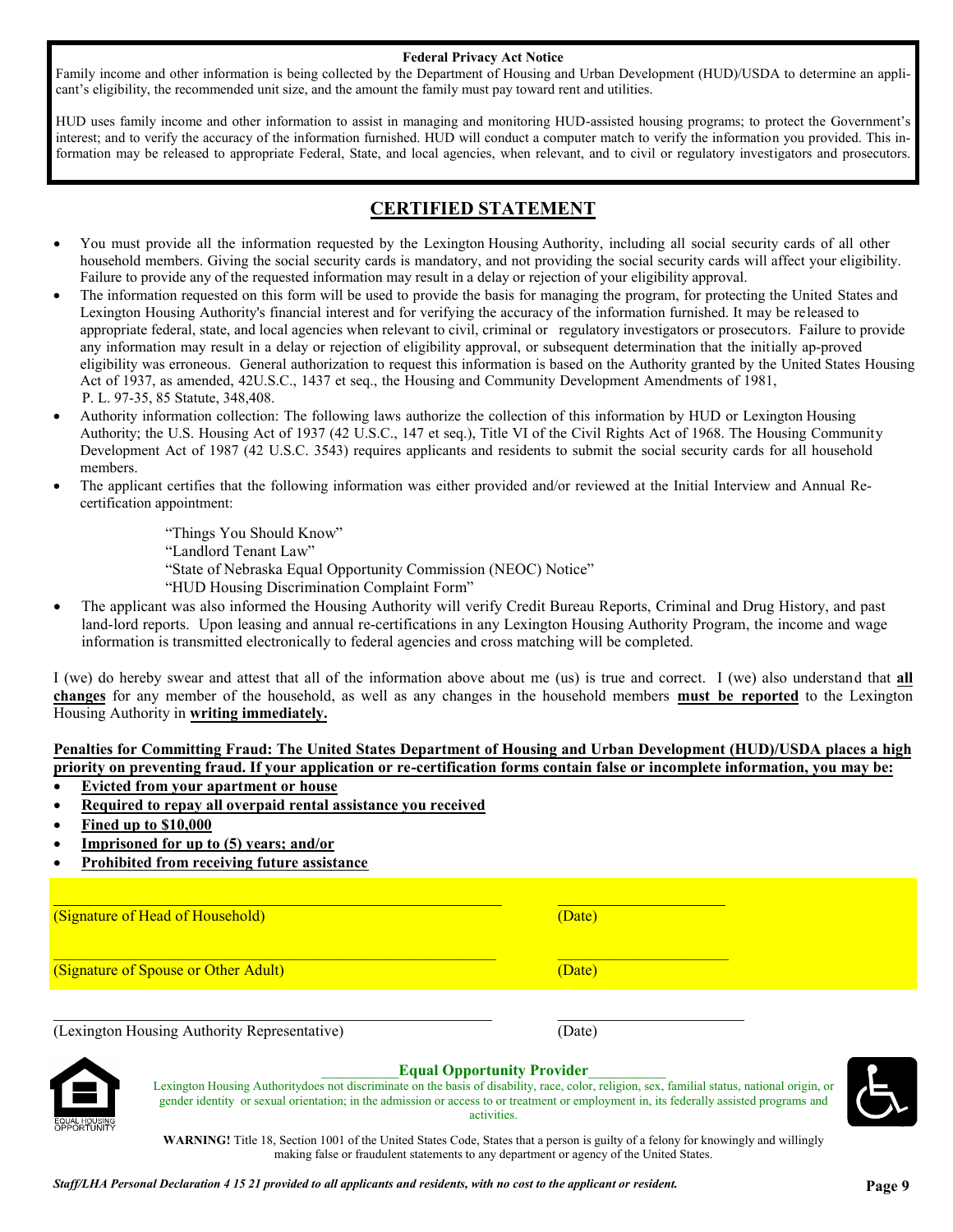**Federal Privacy Act Notice**

Family income and other information is being collected by the Department of Housing and Urban Development (HUD)/USDA to determine an applicant's eligibility, the recommended unit size, and the amount the family must pay toward rent and utilities.

HUD uses family income and other information to assist in managing and monitoring HUD-assisted housing programs; to protect the Government's interest; and to verify the accuracy of the information furnished. HUD will conduct a computer match to verify the information you provided. This information may be released to appropriate Federal, State, and local agencies, when relevant, and to civil or regulatory investigators and prosecutors.

## CERTIFIED STATEMENT

- You must provide all the information requested by the Lexington Housing Authority, including all social security cards of all other household members. Giving the social security cards is mandatory, and not providing the social security cards will affect your eligibility. Failure to provide any of the requested information may result in a delay or rejection of your eligibility approval.
- The information requested on this form will be used to provide the basis for managing the program, for protecting the United States and Lexington Housing Authority's financial interest and for verifying the accuracy of the information furnished. It may be released to appropriate federal, state, and local agencies when relevant to civil, criminal or regulatory investigators or prosecutors. Failure to provide any information may result in a delay or rejection of eligibility approval, or subsequent determination that the initially ap-proved eligibility was erroneous. General authorization to request this information is based on the Authority granted by the United States Housing Act of 1937, as amended, 42U.S.C., 1437 et seq., the Housing and Community Development Amendments of 1981, P. L. 97-35, 85 Statute, 348,408.
- Authority information collection: The following laws authorize the collection of this information by HUD or Lexington Housing Authority; the U.S. Housing Act of 1937 (42 U.S.C., 147 et seq.), Title VI of the Civil Rights Act of 1968. The Housing Community Development Act of 1987 (42 U.S.C. 3543) requires applicants and residents to submit the social security cards for all household members.
- The applicant certifies that the following information was either provided and/or reviewed at the Initial Interview and Annual Re-certification appointment:

  "Things You Should Know"
  "Landlord Tenant Law"
  "State of Nebraska Equal Opportunity Commission (NEOC) Notice"
  "HUD Housing Discrimination Complaint Form"

- The applicant was also informed the Housing Authority will verify Credit Bureau Reports, Criminal and Drug History, and past land-lord reports. Upon leasing and annual re-certifications in any Lexington Housing Authority Program, the income and wage information is transmitted electronically to federal agencies and cross matching will be completed.

I (we) do hereby swear and attest that all of the information above about me (us) is true and correct. I (we) also understand that **all changes** for any member of the household, as well as any changes in the household members **must be reported** to the Lexington Housing Authority in **writing immediately.**

**Penalties for Committing Fraud: The United States Department of Housing and Urban Development (HUD)/USDA places a high priority on preventing fraud. If your application or re-certification forms contain false or incomplete information, you may be:**

- **Evicted from your apartment or house**
- **Required to repay all overpaid rental assistance you received**
- **Fined up to $10,000**
- **Imprisoned for up to (5) years; and/or**
- **Prohibited from receiving future assistance**

\_\_\_\_\_\_\_\_\_\_\_\_\_\_\_\_\_\_\_\_\_\_\_\_\_\_\_\_\_\_\_\_\_\_\_\_\_\_\_\_\_\_\_\_ \_\_\_\_\_\_\_\_\_\_\_\_\_\_\_\_\_\_\_\_
(Signature of Head of Household) (Date)

\_\_\_\_\_\_\_\_\_\_\_\_\_\_\_\_\_\_\_\_\_\_\_\_\_\_\_\_\_\_\_\_\_\_\_\_\_\_\_\_\_\_\_\_ \_\_\_\_\_\_\_\_\_\_\_\_\_\_\_\_\_\_\_\_
(Signature of Spouse or Other Adult) (Date)

\_\_\_\_\_\_\_\_\_\_\_\_\_\_\_\_\_\_\_\_\_\_\_\_\_\_\_\_\_\_\_\_\_\_\_\_\_\_\_\_\_\_\_\_ \_\_\_\_\_\_\_\_\_\_\_\_\_\_\_\_\_\_\_\_
(Lexington Housing Authority Representative) (Date)

**Equal Opportunity Provider**

Lexington Housing Authoritydoes not discriminate on the basis of disability, race, color, religion, sex, familial status, national origin, or gender identity or sexual orientation; in the admission or access to or treatment or employment in, its federally assisted programs and activities.

EQUAL HOUSING OPPORTUNITY

**WARNING!** Title 18, Section 1001 of the United States Code, States that a person is guilty of a felony for knowingly and willingly making false or fraudulent statements to any department or agency of the United States.

***Staff/LHA Personal Declaration 4 15 21 provided to all applicants and residents, with no cost to the applicant or resident.***